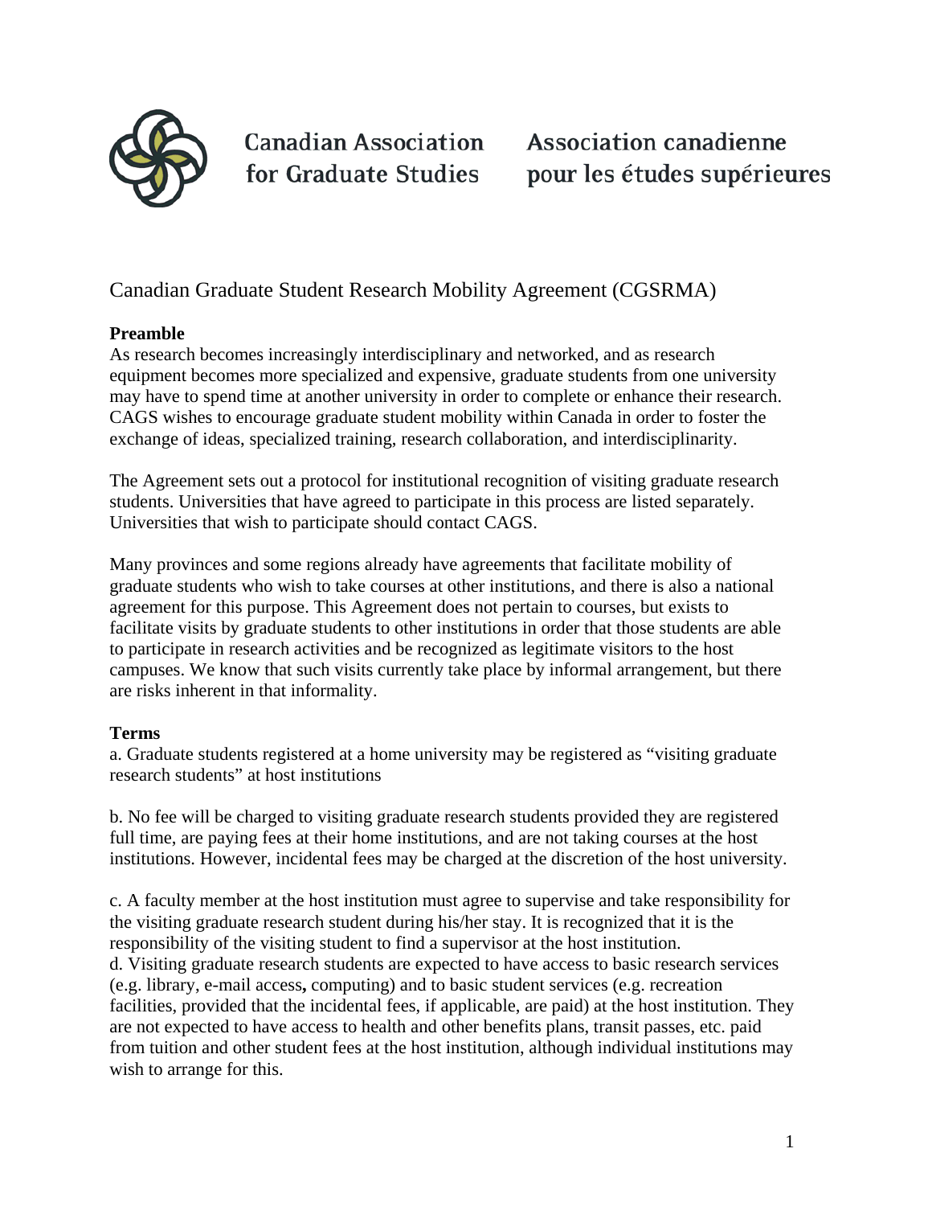Canadian Association for Graduate Studies

Association canadienne pour les études supérieures

# Canadian Graduate Student Research Mobility Agreement (CGSRMA)

**Preamble**

As research becomes increasingly interdisciplinary and networked, and as research equipment becomes more specialized and expensive, graduate students from one university may have to spend time at another university in order to complete or enhance their research. CAGS wishes to encourage graduate student mobility within Canada in order to foster the exchange of ideas, specialized training, research collaboration, and interdisciplinarity.

The Agreement sets out a protocol for institutional recognition of visiting graduate research students. Universities that have agreed to participate in this process are listed separately. Universities that wish to participate should contact CAGS.

Many provinces and some regions already have agreements that facilitate mobility of graduate students who wish to take courses at other institutions, and there is also a national agreement for this purpose. This Agreement does not pertain to courses, but exists to facilitate visits by graduate students to other institutions in order that those students are able to participate in research activities and be recognized as legitimate visitors to the host campuses. We know that such visits currently take place by informal arrangement, but there are risks inherent in that informality.

**Terms**

a. Graduate students registered at a home university may be registered as "visiting graduate research students" at host institutions

b. No fee will be charged to visiting graduate research students provided they are registered full time, are paying fees at their home institutions, and are not taking courses at the host institutions. However, incidental fees may be charged at the discretion of the host university.

c. A faculty member at the host institution must agree to supervise and take responsibility for the visiting graduate research student during his/her stay. It is recognized that it is the responsibility of the visiting student to find a supervisor at the host institution.

d. Visiting graduate research students are expected to have access to basic research services (e.g. library, e-mail access**,** computing) and to basic student services (e.g. recreation facilities, provided that the incidental fees, if applicable, are paid) at the host institution. They are not expected to have access to health and other benefits plans, transit passes, etc. paid from tuition and other student fees at the host institution, although individual institutions may wish to arrange for this.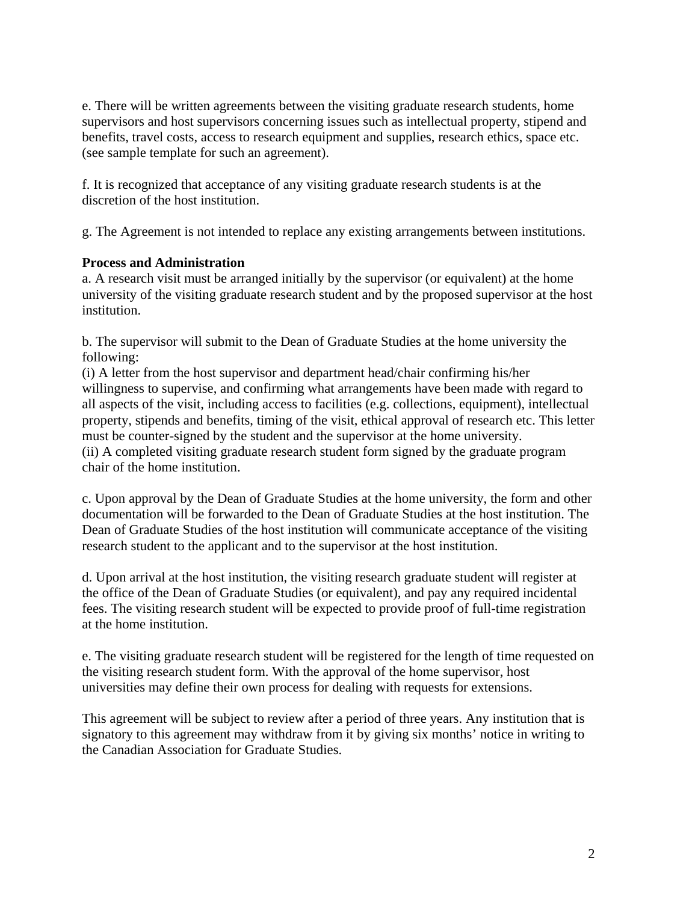e. There will be written agreements between the visiting graduate research students, home supervisors and host supervisors concerning issues such as intellectual property, stipend and benefits, travel costs, access to research equipment and supplies, research ethics, space etc. (see sample template for such an agreement).

f. It is recognized that acceptance of any visiting graduate research students is at the discretion of the host institution.

g. The Agreement is not intended to replace any existing arrangements between institutions.

**Process and Administration**

a. A research visit must be arranged initially by the supervisor (or equivalent) at the home university of the visiting graduate research student and by the proposed supervisor at the host institution.

b. The supervisor will submit to the Dean of Graduate Studies at the home university the following:

(i) A letter from the host supervisor and department head/chair confirming his/her willingness to supervise, and confirming what arrangements have been made with regard to all aspects of the visit, including access to facilities (e.g. collections, equipment), intellectual property, stipends and benefits, timing of the visit, ethical approval of research etc. This letter must be counter-signed by the student and the supervisor at the home university.

(ii) A completed visiting graduate research student form signed by the graduate program chair of the home institution.

c. Upon approval by the Dean of Graduate Studies at the home university, the form and other documentation will be forwarded to the Dean of Graduate Studies at the host institution. The Dean of Graduate Studies of the host institution will communicate acceptance of the visiting research student to the applicant and to the supervisor at the host institution.

d. Upon arrival at the host institution, the visiting research graduate student will register at the office of the Dean of Graduate Studies (or equivalent), and pay any required incidental fees. The visiting research student will be expected to provide proof of full-time registration at the home institution.

e. The visiting graduate research student will be registered for the length of time requested on the visiting research student form. With the approval of the home supervisor, host universities may define their own process for dealing with requests for extensions.

This agreement will be subject to review after a period of three years. Any institution that is signatory to this agreement may withdraw from it by giving six months' notice in writing to the Canadian Association for Graduate Studies.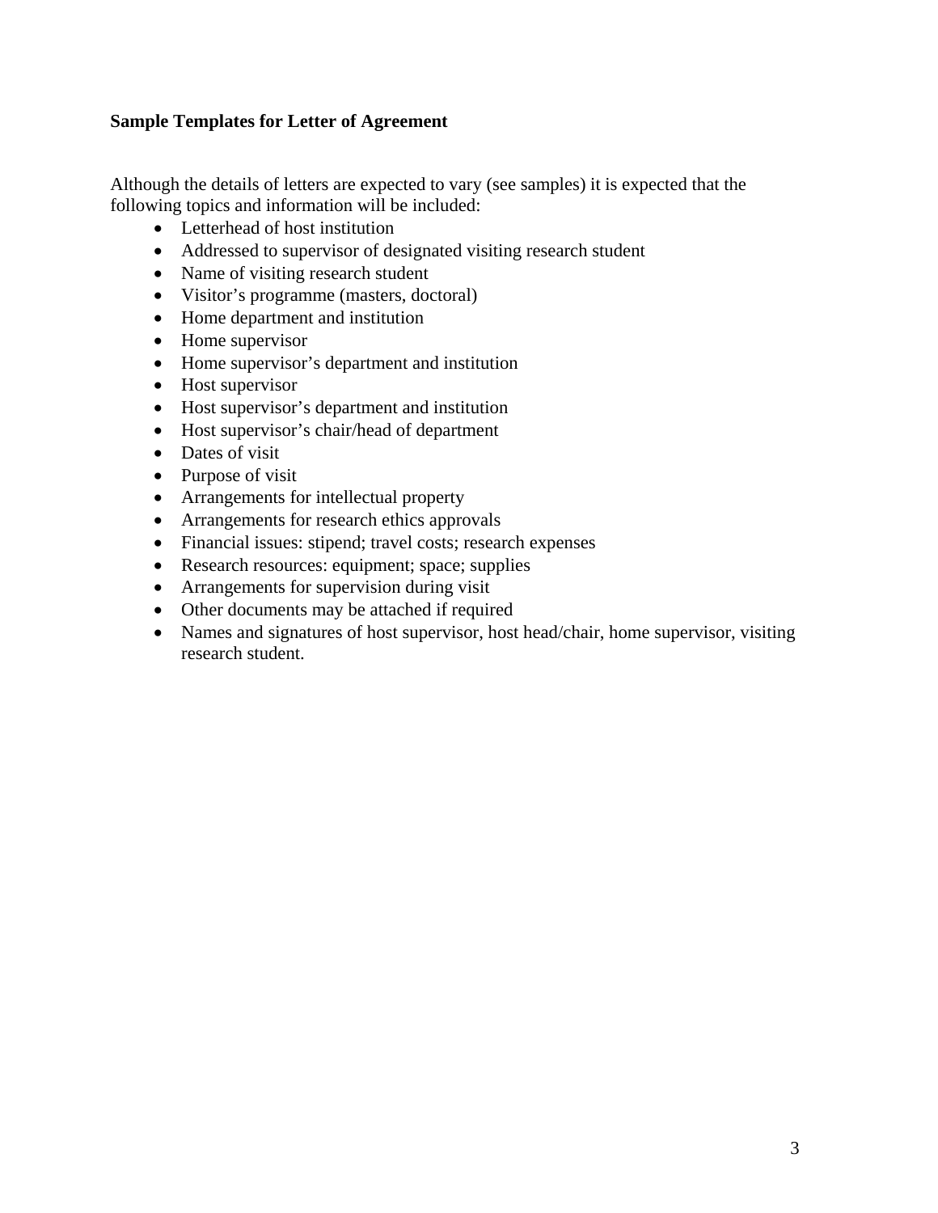**Sample Templates for Letter of Agreement**

Although the details of letters are expected to vary (see samples) it is expected that the following topics and information will be included:

- Letterhead of host institution
- Addressed to supervisor of designated visiting research student
- Name of visiting research student
- Visitor's programme (masters, doctoral)
- Home department and institution
- Home supervisor
- Home supervisor's department and institution
- Host supervisor
- Host supervisor's department and institution
- Host supervisor's chair/head of department
- Dates of visit
- Purpose of visit
- Arrangements for intellectual property
- Arrangements for research ethics approvals
- Financial issues: stipend; travel costs; research expenses
- Research resources: equipment; space; supplies
- Arrangements for supervision during visit
- Other documents may be attached if required
- Names and signatures of host supervisor, host head/chair, home supervisor, visiting research student.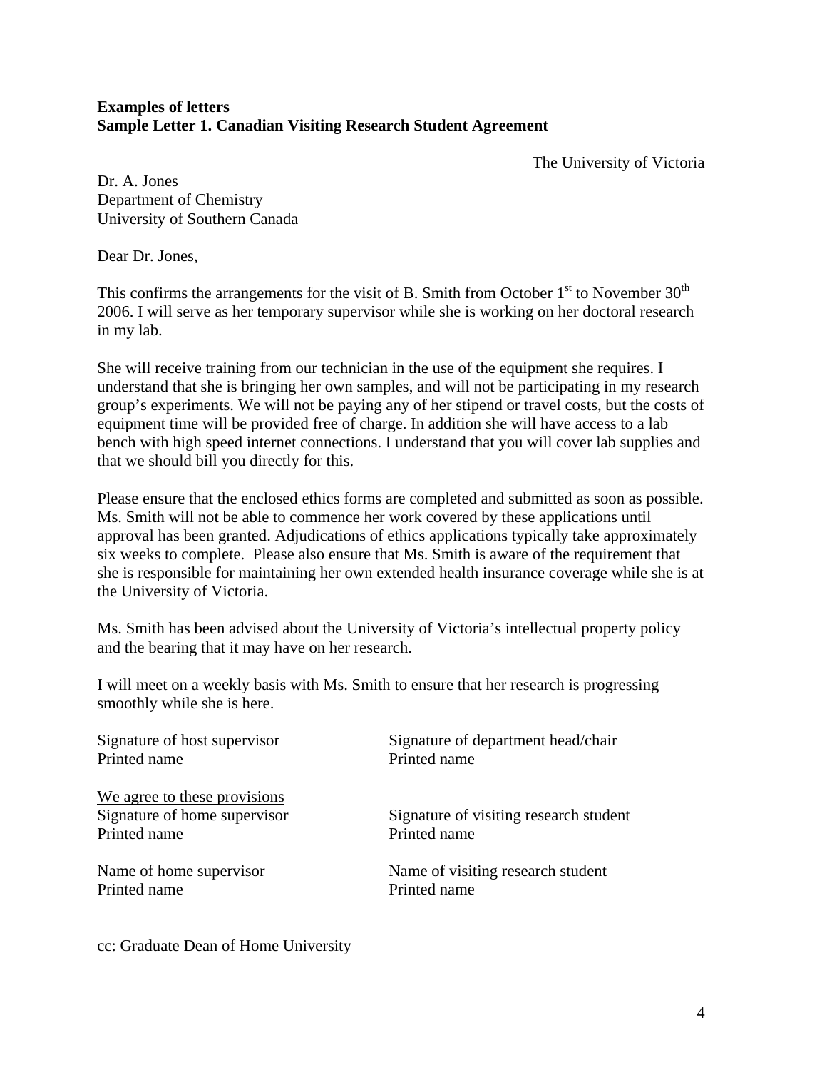**Examples of letters**
**Sample Letter 1. Canadian Visiting Research Student Agreement**

The University of Victoria

Dr. A. Jones
Department of Chemistry
University of Southern Canada

Dear Dr. Jones,

This confirms the arrangements for the visit of B. Smith from October 1st to November 30th 2006. I will serve as her temporary supervisor while she is working on her doctoral research in my lab.

She will receive training from our technician in the use of the equipment she requires. I understand that she is bringing her own samples, and will not be participating in my research group's experiments. We will not be paying any of her stipend or travel costs, but the costs of equipment time will be provided free of charge. In addition she will have access to a lab bench with high speed internet connections. I understand that you will cover lab supplies and that we should bill you directly for this.

Please ensure that the enclosed ethics forms are completed and submitted as soon as possible. Ms. Smith will not be able to commence her work covered by these applications until approval has been granted. Adjudications of ethics applications typically take approximately six weeks to complete. Please also ensure that Ms. Smith is aware of the requirement that she is responsible for maintaining her own extended health insurance coverage while she is at the University of Victoria.

Ms. Smith has been advised about the University of Victoria's intellectual property policy and the bearing that it may have on her research.

I will meet on a weekly basis with Ms. Smith to ensure that her research is progressing smoothly while she is here.

Signature of host supervisor
Printed name

Signature of department head/chair
Printed name

<u>We agree to these provisions</u>

Signature of home supervisor
Printed name

Signature of visiting research student
Printed name

Name of home supervisor
Printed name

Name of visiting research student
Printed name

cc: Graduate Dean of Home University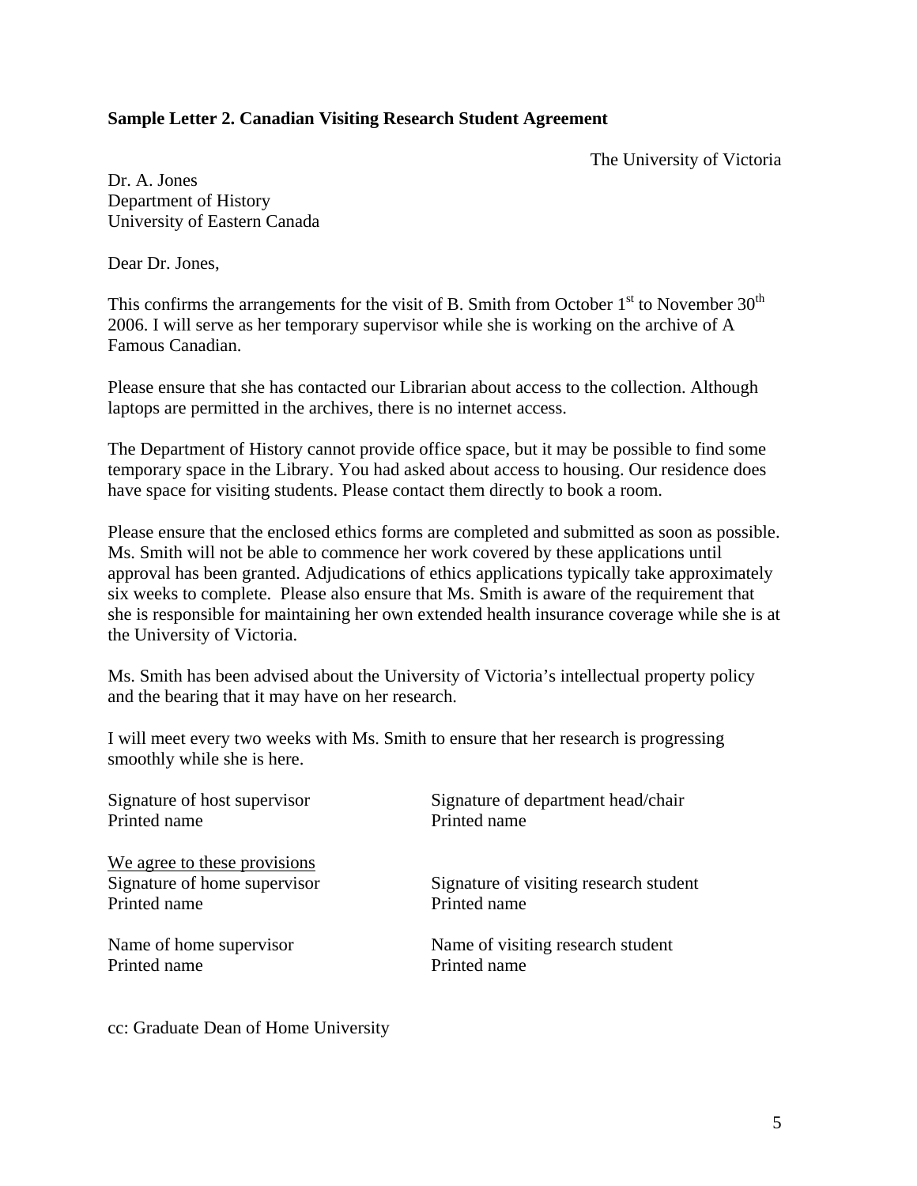**Sample Letter 2. Canadian Visiting Research Student Agreement**

The University of Victoria

Dr. A. Jones
Department of History
University of Eastern Canada

Dear Dr. Jones,

This confirms the arrangements for the visit of B. Smith from October 1st to November 30th 2006. I will serve as her temporary supervisor while she is working on the archive of A Famous Canadian.

Please ensure that she has contacted our Librarian about access to the collection. Although laptops are permitted in the archives, there is no internet access.

The Department of History cannot provide office space, but it may be possible to find some temporary space in the Library. You had asked about access to housing. Our residence does have space for visiting students. Please contact them directly to book a room.

Please ensure that the enclosed ethics forms are completed and submitted as soon as possible. Ms. Smith will not be able to commence her work covered by these applications until approval has been granted. Adjudications of ethics applications typically take approximately six weeks to complete. Please also ensure that Ms. Smith is aware of the requirement that she is responsible for maintaining her own extended health insurance coverage while she is at the University of Victoria.

Ms. Smith has been advised about the University of Victoria's intellectual property policy and the bearing that it may have on her research.

I will meet every two weeks with Ms. Smith to ensure that her research is progressing smoothly while she is here.

Signature of host supervisor
Printed name

Signature of department head/chair
Printed name

<u>We agree to these provisions</u>

Signature of home supervisor
Printed name

Signature of visiting research student
Printed name

Name of home supervisor
Printed name

Name of visiting research student
Printed name

cc: Graduate Dean of Home University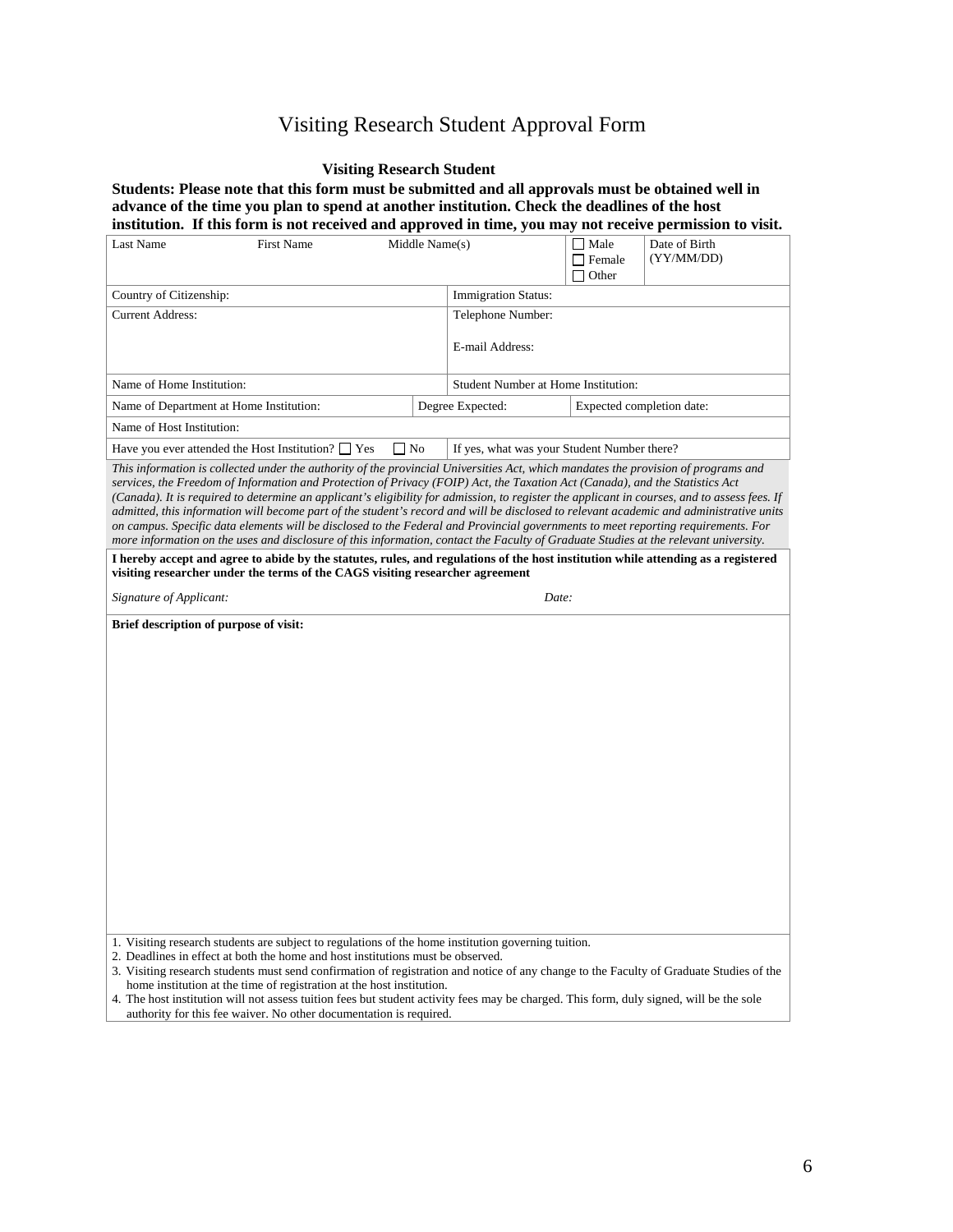# Visiting Research Student Approval Form

**Visiting Research Student**

**Students: Please note that this form must be submitted and all approvals must be obtained well in advance of the time you plan to spend at another institution. Check the deadlines of the host institution. If this form is not received and approved in time, you may not receive permission to visit.**

| Last Name | First Name | Middle Name(s) | ☐ Male ☐ Female ☐ Other | Date of Birth (YY/MM/DD) |
|---|---|---|---|---|
| Country of Citizenship: | | Immigration Status: | | |
| Current Address: | | Telephone Number: E-mail Address: | | |
| Name of Home Institution: | | Student Number at Home Institution: | | |
| Name of Department at Home Institution: | | Degree Expected: | Expected completion date: | |
| Name of Host Institution: | | | | |
| Have you ever attended the Host Institution? ☐ Yes ☐ No | | If yes, what was your Student Number there? | | |

*This information is collected under the authority of the provincial Universities Act, which mandates the provision of programs and services, the Freedom of Information and Protection of Privacy (FOIP) Act, the Taxation Act (Canada), and the Statistics Act (Canada). It is required to determine an applicant's eligibility for admission, to register the applicant in courses, and to assess fees. If admitted, this information will become part of the student's record and will be disclosed to relevant academic and administrative units on campus. Specific data elements will be disclosed to the Federal and Provincial governments to meet reporting requirements. For more information on the uses and disclosure of this information, contact the Faculty of Graduate Studies at the relevant university.*

**I hereby accept and agree to abide by the statutes, rules, and regulations of the host institution while attending as a registered visiting researcher under the terms of the CAGS visiting researcher agreement**

*Signature of Applicant:* *Date:*

**Brief description of purpose of visit:**

1. Visiting research students are subject to regulations of the home institution governing tuition.
2. Deadlines in effect at both the home and host institutions must be observed.
3. Visiting research students must send confirmation of registration and notice of any change to the Faculty of Graduate Studies of the home institution at the time of registration at the host institution.
4. The host institution will not assess tuition fees but student activity fees may be charged. This form, duly signed, will be the sole authority for this fee waiver. No other documentation is required.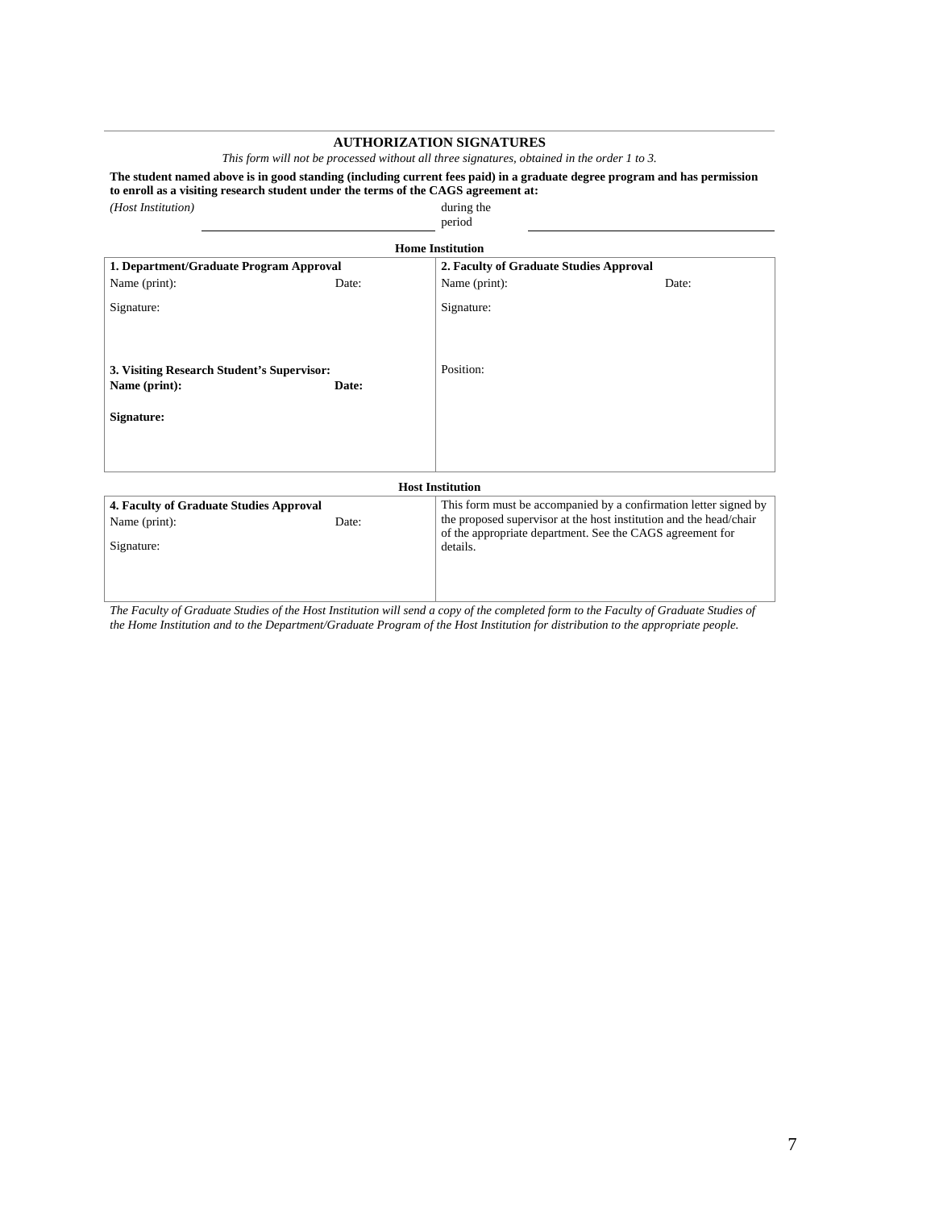## AUTHORIZATION SIGNATURES

*This form will not be processed without all three signatures, obtained in the order 1 to 3.*

**The student named above is in good standing (including current fees paid) in a graduate degree program and has permission to enroll as a visiting research student under the terms of the CAGS agreement at:**

*(Host Institution)* ______________________________ during the period ______________________________

**Home Institution**

| | |
|---|---|
| **1. Department/Graduate Program Approval**<br>Name (print): Date:<br>Signature: | **2. Faculty of Graduate Studies Approval**<br>Name (print): Date:<br>Signature: |
| **3. Visiting Research Student's Supervisor:**<br>**Name (print): Date:**<br>**Signature:** | Position: |

**Host Institution**

| | |
|---|---|
| **4. Faculty of Graduate Studies Approval**<br>Name (print): Date:<br>Signature: | This form must be accompanied by a confirmation letter signed by the proposed supervisor at the host institution and the head/chair of the appropriate department. See the CAGS agreement for details. |

*The Faculty of Graduate Studies of the Host Institution will send a copy of the completed form to the Faculty of Graduate Studies of the Home Institution and to the Department/Graduate Program of the Host Institution for distribution to the appropriate people.*